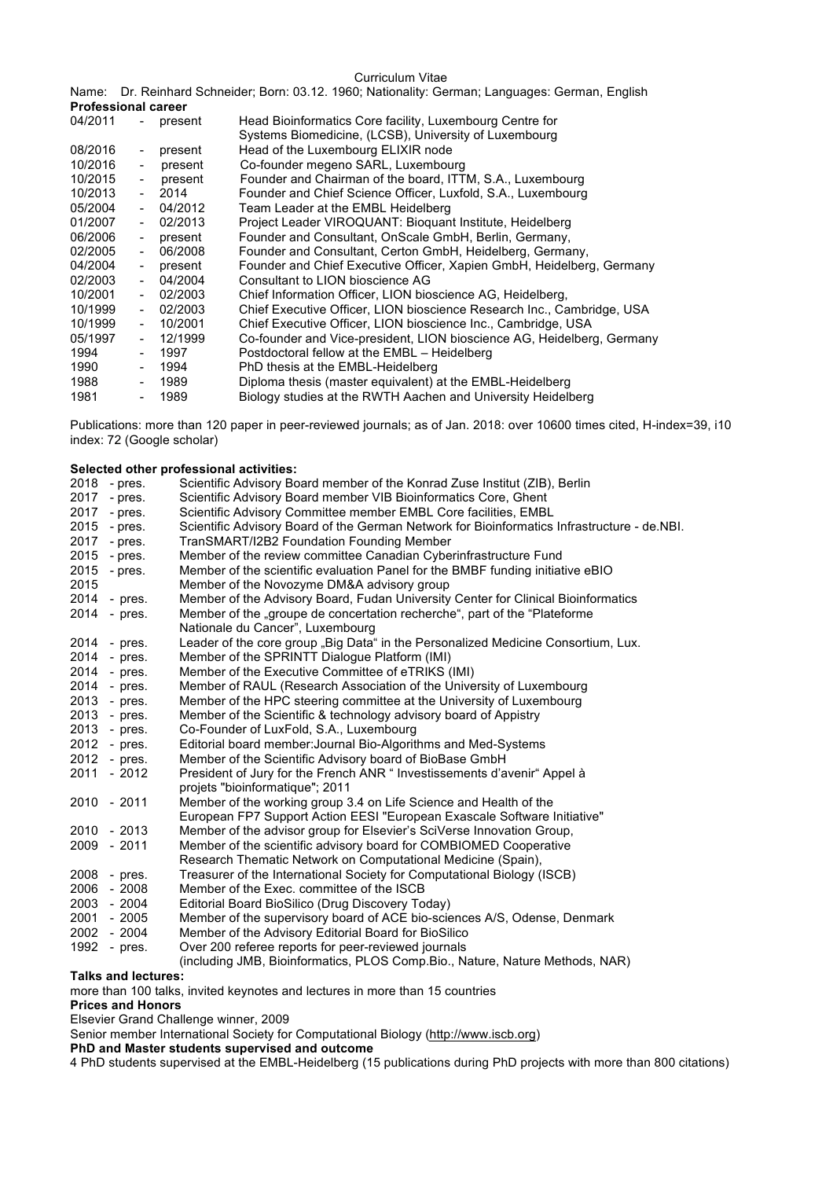# Curriculum Vitae

Name: Dr. Reinhard Schneider; Born: 03.12. 1960; Nationality: German; Languages: German, English

**Professional career**

| | |
|---|---|
| 04/2011 - present | Head Bioinformatics Core facility, Luxembourg Centre for Systems Biomedicine, (LCSB), University of Luxembourg |
| 08/2016 - present | Head of the Luxembourg ELIXIR node |
| 10/2016 - present | Co-founder megeno SARL, Luxembourg |
| 10/2015 - present | Founder and Chairman of the board, ITTM, S.A., Luxembourg |
| 10/2013 - 2014 | Founder and Chief Science Officer, Luxfold, S.A., Luxembourg |
| 05/2004 - 04/2012 | Team Leader at the EMBL Heidelberg |
| 01/2007 - 02/2013 | Project Leader VIROQUANT: Bioquant Institute, Heidelberg |
| 06/2006 - present | Founder and Consultant, OnScale GmbH, Berlin, Germany, |
| 02/2005 - 06/2008 | Founder and Consultant, Certon GmbH, Heidelberg, Germany, |
| 04/2004 - present | Founder and Chief Executive Officer, Xapien GmbH, Heidelberg, Germany |
| 02/2003 - 04/2004 | Consultant to LION bioscience AG |
| 10/2001 - 02/2003 | Chief Information Officer, LION bioscience AG, Heidelberg, |
| 10/1999 - 02/2003 | Chief Executive Officer, LION bioscience Research Inc., Cambridge, USA |
| 10/1999 - 10/2001 | Chief Executive Officer, LION bioscience Inc., Cambridge, USA |
| 05/1997 - 12/1999 | Co-founder and Vice-president, LION bioscience AG, Heidelberg, Germany |
| 1994 - 1997 | Postdoctoral fellow at the EMBL – Heidelberg |
| 1990 - 1994 | PhD thesis at the EMBL-Heidelberg |
| 1988 - 1989 | Diploma thesis (master equivalent) at the EMBL-Heidelberg |
| 1981 - 1989 | Biology studies at the RWTH Aachen and University Heidelberg |

Publications: more than 120 paper in peer-reviewed journals; as of Jan. 2018: over 10600 times cited, H-index=39, i10 index: 72 (Google scholar)

**Selected other professional activities:**

| | |
|---|---|
| 2018 - pres. | Scientific Advisory Board member of the Konrad Zuse Institut (ZIB), Berlin |
| 2017 - pres. | Scientific Advisory Board member VIB Bioinformatics Core, Ghent |
| 2017 - pres. | Scientific Advisory Committee member EMBL Core facilities, EMBL |
| 2015 - pres. | Scientific Advisory Board of the German Network for Bioinformatics Infrastructure - de.NBI. |
| 2017 - pres. | TranSMART/I2B2 Foundation Founding Member |
| 2015 - pres. | Member of the review committee Canadian Cyberinfrastructure Fund |
| 2015 - pres. | Member of the scientific evaluation Panel for the BMBF funding initiative eBIO |
| 2015 | Member of the Novozyme DM&A advisory group |
| 2014 - pres. | Member of the Advisory Board, Fudan University Center for Clinical Bioinformatics |
| 2014 - pres. | Member of the „groupe de concertation recherche", part of the "Plateforme Nationale du Cancer", Luxembourg |
| 2014 - pres. | Leader of the core group „Big Data" in the Personalized Medicine Consortium, Lux. |
| 2014 - pres. | Member of the SPRINTT Dialogue Platform (IMI) |
| 2014 - pres. | Member of the Executive Committee of eTRIKS (IMI) |
| 2014 - pres. | Member of RAUL (Research Association of the University of Luxembourg |
| 2013 - pres. | Member of the HPC steering committee at the University of Luxembourg |
| 2013 - pres. | Member of the Scientific & technology advisory board of Appistry |
| 2013 - pres. | Co-Founder of LuxFold, S.A., Luxembourg |
| 2012 - pres. | Editorial board member:Journal Bio-Algorithms and Med-Systems |
| 2012 - pres. | Member of the Scientific Advisory board of BioBase GmbH |
| 2011 - 2012 | President of Jury for the French ANR " Investissements d'avenir" Appel à projets "bioinformatique"; 2011 |
| 2010 - 2011 | Member of the working group 3.4 on Life Science and Health of the European FP7 Support Action EESI "European Exascale Software Initiative" |
| 2010 - 2013 | Member of the advisor group for Elsevier's SciVerse Innovation Group, |
| 2009 - 2011 | Member of the scientific advisory board for COMBIOMED Cooperative Research Thematic Network on Computational Medicine (Spain), |
| 2008 - pres. | Treasurer of the International Society for Computational Biology (ISCB) |
| 2006 - 2008 | Member of the Exec. committee of the ISCB |
| 2003 - 2004 | Editorial Board BioSilico (Drug Discovery Today) |
| 2001 - 2005 | Member of the supervisory board of ACE bio-sciences A/S, Odense, Denmark |
| 2002 - 2004 | Member of the Advisory Editorial Board for BioSilico |
| 1992 - pres. | Over 200 referee reports for peer-reviewed journals (including JMB, Bioinformatics, PLOS Comp.Bio., Nature, Nature Methods, NAR) |

**Talks and lectures:**

more than 100 talks, invited keynotes and lectures in more than 15 countries

**Prices and Honors**

Elsevier Grand Challenge winner, 2009

Senior member International Society for Computational Biology (http://www.iscb.org)

**PhD and Master students supervised and outcome**

4 PhD students supervised at the EMBL-Heidelberg (15 publications during PhD projects with more than 800 citations)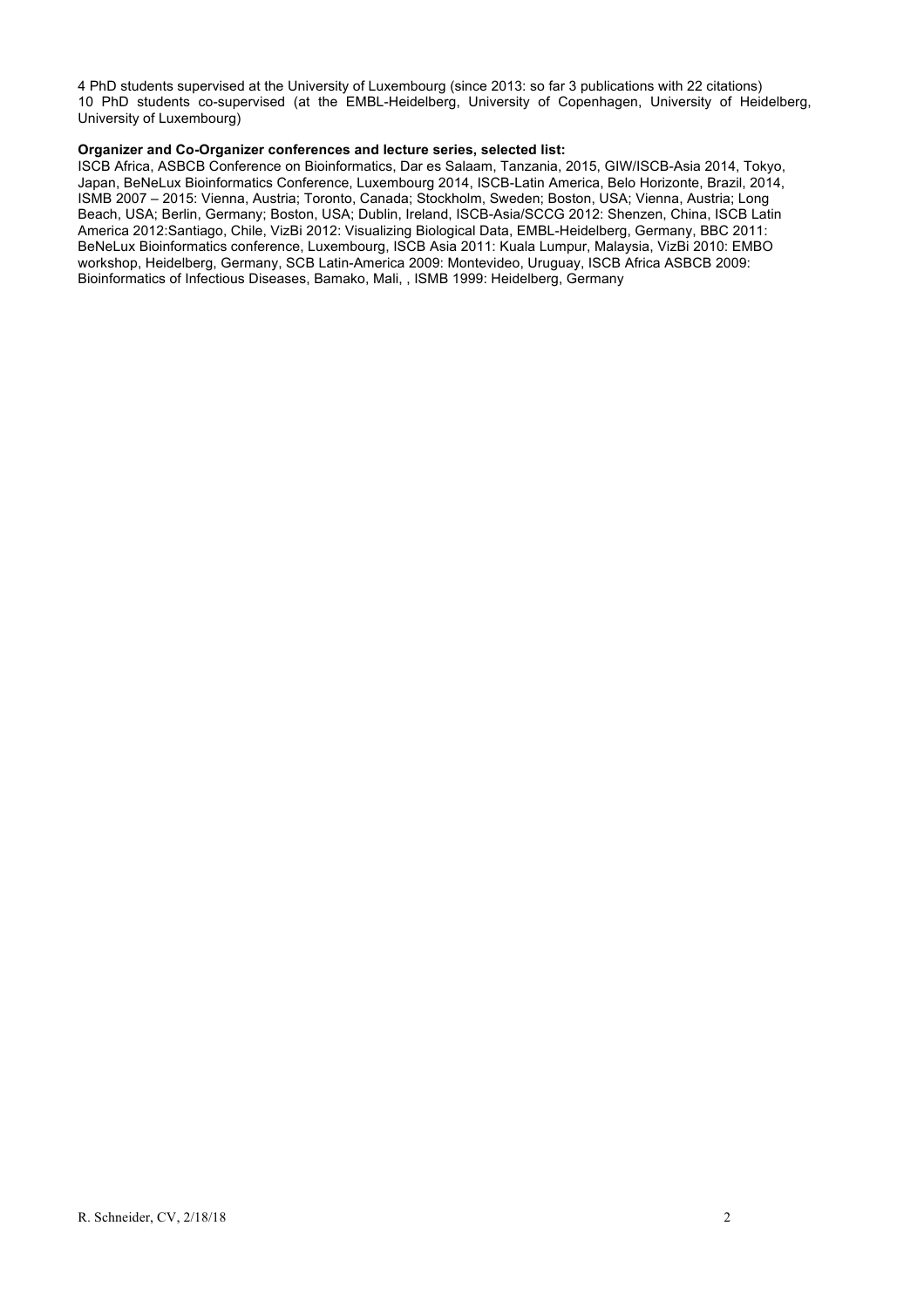4 PhD students supervised at the University of Luxembourg (since 2013: so far 3 publications with 22 citations)
10 PhD students co-supervised (at the EMBL-Heidelberg, University of Copenhagen, University of Heidelberg, University of Luxembourg)

**Organizer and Co-Organizer conferences and lecture series, selected list:**
ISCB Africa, ASBCB Conference on Bioinformatics, Dar es Salaam, Tanzania, 2015, GIW/ISCB-Asia 2014, Tokyo, Japan, BeNeLux Bioinformatics Conference, Luxembourg 2014, ISCB-Latin America, Belo Horizonte, Brazil, 2014, ISMB 2007 – 2015: Vienna, Austria; Toronto, Canada; Stockholm, Sweden; Boston, USA; Vienna, Austria; Long Beach, USA; Berlin, Germany; Boston, USA; Dublin, Ireland, ISCB-Asia/SCCG 2012: Shenzen, China, ISCB Latin America 2012:Santiago, Chile, VizBi 2012: Visualizing Biological Data, EMBL-Heidelberg, Germany, BBC 2011: BeNeLux Bioinformatics conference, Luxembourg, ISCB Asia 2011: Kuala Lumpur, Malaysia, VizBi 2010: EMBO workshop, Heidelberg, Germany, SCB Latin-America 2009: Montevideo, Uruguay, ISCB Africa ASBCB 2009: Bioinformatics of Infectious Diseases, Bamako, Mali, , ISMB 1999: Heidelberg, Germany